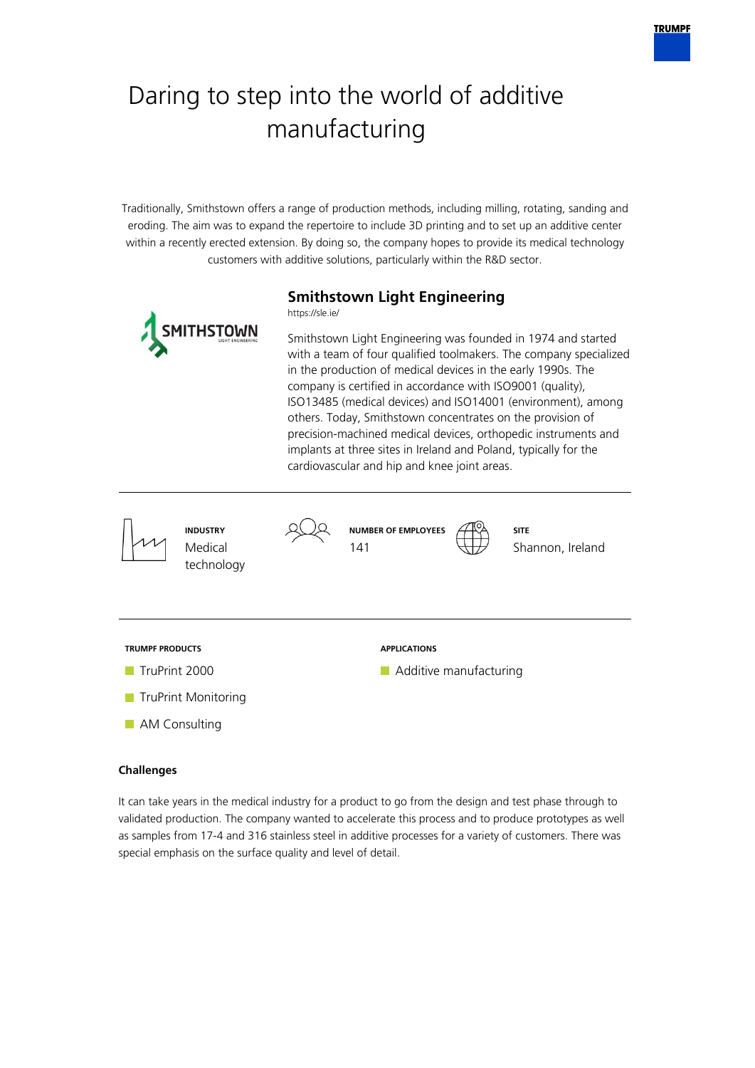# Daring to step into the world of additive manufacturing

Traditionally, Smithstown offers a range of production methods, including milling, rotating, sanding and eroding. The aim was to expand the repertoire to include 3D printing and to set up an additive center within a recently erected extension. By doing so, the company hopes to provide its medical technology customers with additive solutions, particularly within the R&D sector.

## Smithstown Light Engineering

https://sle.ie/

Smithstown Light Engineering was founded in 1974 and started with a team of four qualified toolmakers. The company specialized in the production of medical devices in the early 1990s. The company is certified in accordance with ISO9001 (quality), ISO13485 (medical devices) and ISO14001 (environment), among others. Today, Smithstown concentrates on the provision of precision-machined medical devices, orthopedic instruments and implants at three sites in Ireland and Poland, typically for the cardiovascular and hip and knee joint areas.

**INDUSTRY**
Medical technology

**NUMBER OF EMPLOYEES**
141

**SITE**
Shannon, Ireland

**TRUMPF PRODUCTS**

- TruPrint 2000
- TruPrint Monitoring
- AM Consulting

**APPLICATIONS**

- Additive manufacturing

**Challenges**

It can take years in the medical industry for a product to go from the design and test phase through to validated production. The company wanted to accelerate this process and to produce prototypes as well as samples from 17-4 and 316 stainless steel in additive processes for a variety of customers. There was special emphasis on the surface quality and level of detail.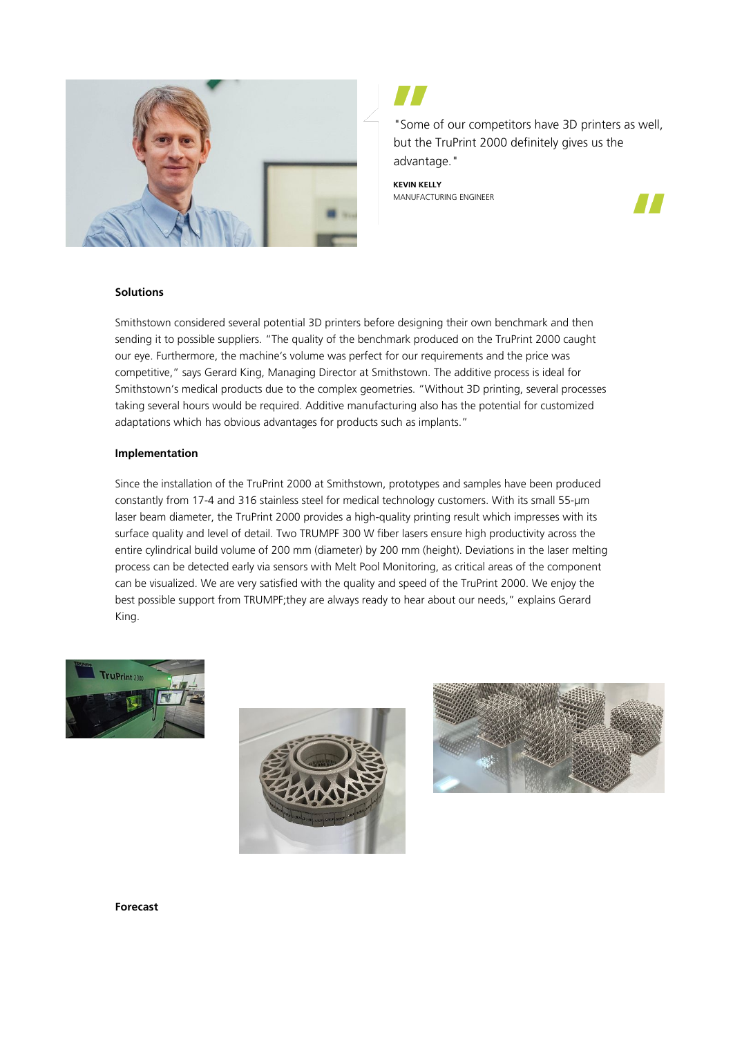"Some of our competitors have 3D printers as well, but the TruPrint 2000 definitely gives us the advantage."

**KEVIN KELLY**
MANUFACTURING ENGINEER

**Solutions**

Smithstown considered several potential 3D printers before designing their own benchmark and then sending it to possible suppliers. “The quality of the benchmark produced on the TruPrint 2000 caught our eye. Furthermore, the machine’s volume was perfect for our requirements and the price was competitive,” says Gerard King, Managing Director at Smithstown. The additive process is ideal for Smithstown’s medical products due to the complex geometries. “Without 3D printing, several processes taking several hours would be required. Additive manufacturing also has the potential for customized adaptations which has obvious advantages for products such as implants.”

**Implementation**

Since the installation of the TruPrint 2000 at Smithstown, prototypes and samples have been produced constantly from 17-4 and 316 stainless steel for medical technology customers. With its small 55-µm laser beam diameter, the TruPrint 2000 provides a high-quality printing result which impresses with its surface quality and level of detail. Two TRUMPF 300 W fiber lasers ensure high productivity across the entire cylindrical build volume of 200 mm (diameter) by 200 mm (height). Deviations in the laser melting process can be detected early via sensors with Melt Pool Monitoring, as critical areas of the component can be visualized. We are very satisfied with the quality and speed of the TruPrint 2000. We enjoy the best possible support from TRUMPF;they are always ready to hear about our needs,” explains Gerard King.

**Forecast**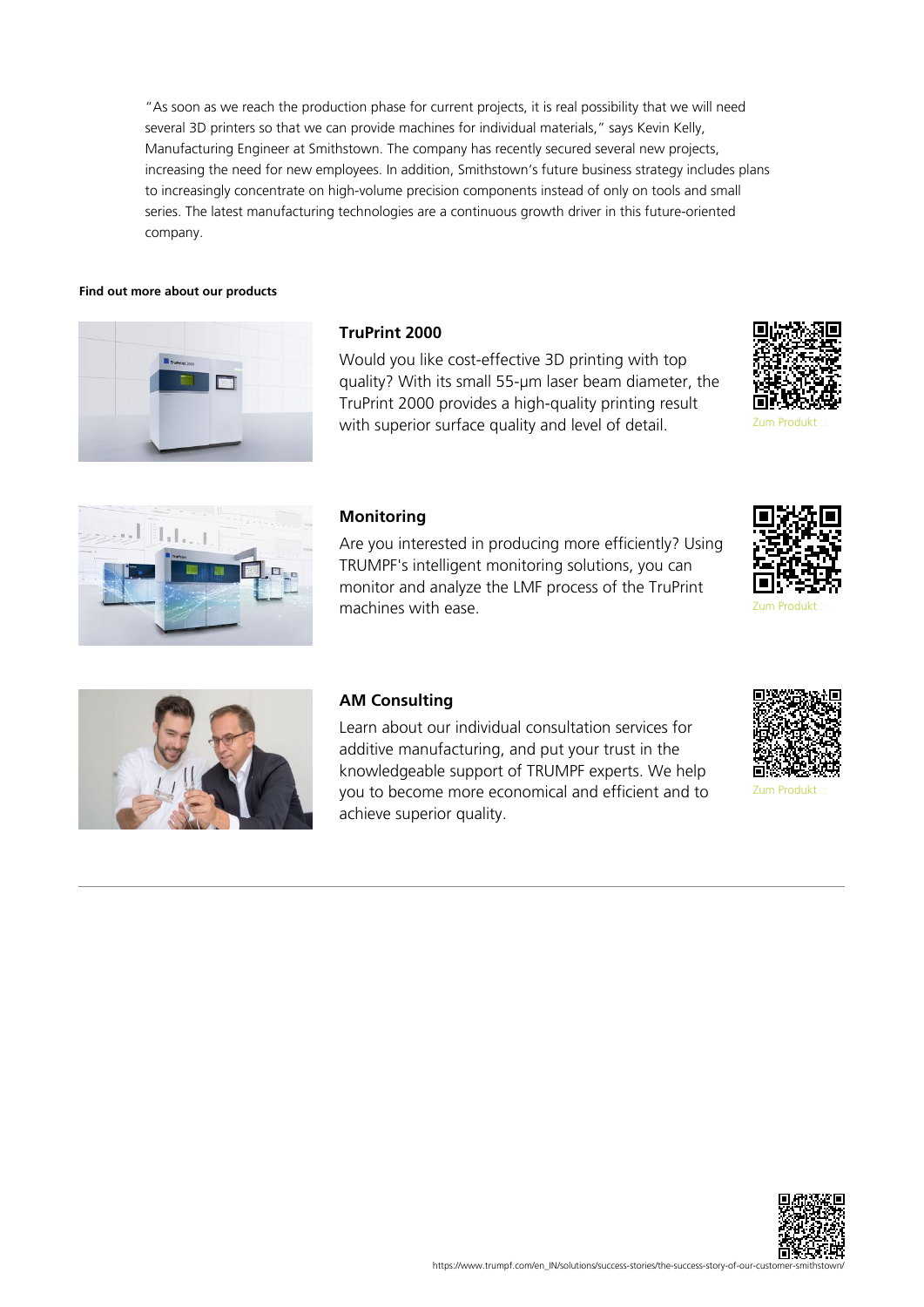"As soon as we reach the production phase for current projects, it is real possibility that we will need several 3D printers so that we can provide machines for individual materials," says Kevin Kelly, Manufacturing Engineer at Smithstown. The company has recently secured several new projects, increasing the need for new employees. In addition, Smithstown's future business strategy includes plans to increasingly concentrate on high-volume precision components instead of only on tools and small series. The latest manufacturing technologies are a continuous growth driver in this future-oriented company.

**Find out more about our products**

### TruPrint 2000

Would you like cost-effective 3D printing with top quality? With its small 55-µm laser beam diameter, the TruPrint 2000 provides a high-quality printing result with superior surface quality and level of detail.

Zum Produkt

### Monitoring

Are you interested in producing more efficiently? Using TRUMPF's intelligent monitoring solutions, you can monitor and analyze the LMF process of the TruPrint machines with ease.

Zum Produkt

### AM Consulting

Learn about our individual consultation services for additive manufacturing, and put your trust in the knowledgeable support of TRUMPF experts. We help you to become more economical and efficient and to achieve superior quality.

Zum Produkt

https://www.trumpf.com/en_IN/solutions/success-stories/the-success-story-of-our-customer-smithstown/